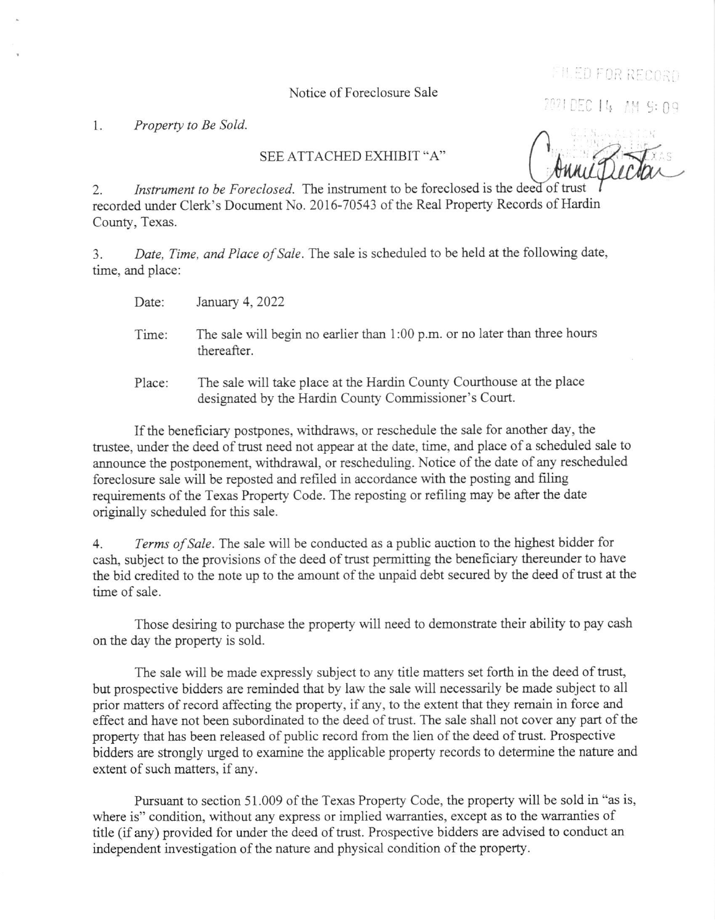FILED FOR RECORD

2021 DEC 14 AM 9:09

# Notice of Foreclosure Sale

1. *Property to Be Sold.*

SEE ATTACHED EXHIBIT "A"

2. *Instrument to be Foreclosed.* The instrument to be foreclosed is the deed of trust recorded under Clerk's Document No. 2016-70543 of the Real Property Records of Hardin County, Texas.

3. *Date, Time, and Place of Sale.* The sale is scheduled to be held at the following date, time, and place:

Date: January 4, 2022

Time: The sale will begin no earlier than 1:00 p.m. or no later than three hours thereafter.

Place: The sale will take place at the Hardin County Courthouse at the place designated by the Hardin County Commissioner's Court.

If the beneficiary postpones, withdraws, or reschedule the sale for another day, the trustee, under the deed of trust need not appear at the date, time, and place of a scheduled sale to announce the postponement, withdrawal, or rescheduling. Notice of the date of any rescheduled foreclosure sale will be reposted and refiled in accordance with the posting and filing requirements of the Texas Property Code. The reposting or refiling may be after the date originally scheduled for this sale.

4. *Terms of Sale.* The sale will be conducted as a public auction to the highest bidder for cash, subject to the provisions of the deed of trust permitting the beneficiary thereunder to have the bid credited to the note up to the amount of the unpaid debt secured by the deed of trust at the time of sale.

Those desiring to purchase the property will need to demonstrate their ability to pay cash on the day the property is sold.

The sale will be made expressly subject to any title matters set forth in the deed of trust, but prospective bidders are reminded that by law the sale will necessarily be made subject to all prior matters of record affecting the property, if any, to the extent that they remain in force and effect and have not been subordinated to the deed of trust. The sale shall not cover any part of the property that has been released of public record from the lien of the deed of trust. Prospective bidders are strongly urged to examine the applicable property records to determine the nature and extent of such matters, if any.

Pursuant to section 51.009 of the Texas Property Code, the property will be sold in "as is, where is" condition, without any express or implied warranties, except as to the warranties of title (if any) provided for under the deed of trust. Prospective bidders are advised to conduct an independent investigation of the nature and physical condition of the property.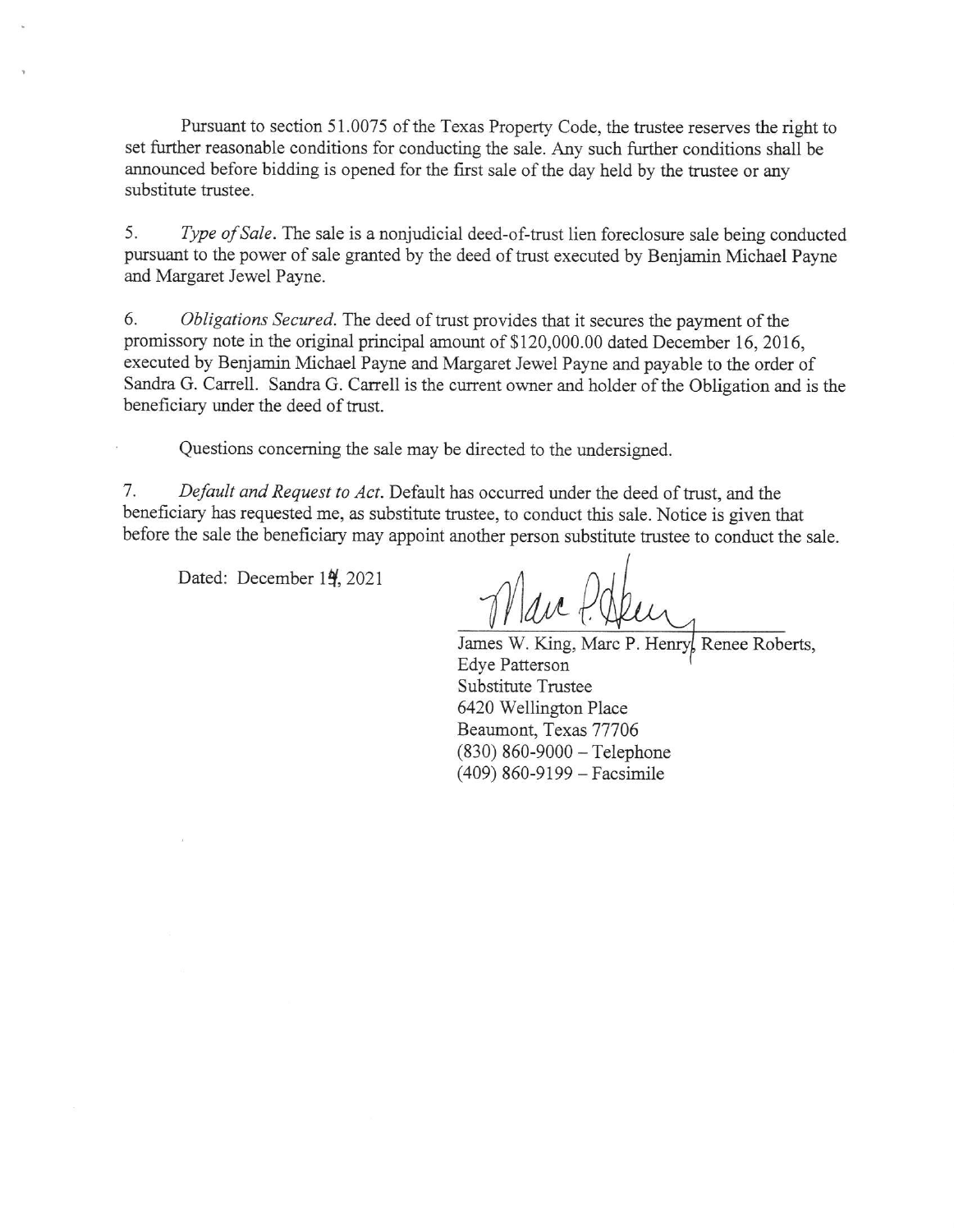Pursuant to section 51.0075 of the Texas Property Code, the trustee reserves the right to set further reasonable conditions for conducting the sale. Any such further conditions shall be announced before bidding is opened for the first sale of the day held by the trustee or any substitute trustee.

5. *Type of Sale*. The sale is a nonjudicial deed-of-trust lien foreclosure sale being conducted pursuant to the power of sale granted by the deed of trust executed by Benjamin Michael Payne and Margaret Jewel Payne.

6. *Obligations Secured*. The deed of trust provides that it secures the payment of the promissory note in the original principal amount of $120,000.00 dated December 16, 2016, executed by Benjamin Michael Payne and Margaret Jewel Payne and payable to the order of Sandra G. Carrell. Sandra G. Carrell is the current owner and holder of the Obligation and is the beneficiary under the deed of trust.

Questions concerning the sale may be directed to the undersigned.

7. *Default and Request to Act*. Default has occurred under the deed of trust, and the beneficiary has requested me, as substitute trustee, to conduct this sale. Notice is given that before the sale the beneficiary may appoint another person substitute trustee to conduct the sale.

Dated: December 14, 2021

James W. King, Marc P. Henry, Renee Roberts,
Edye Patterson
Substitute Trustee
6420 Wellington Place
Beaumont, Texas 77706
(830) 860-9000 – Telephone
(409) 860-9199 – Facsimile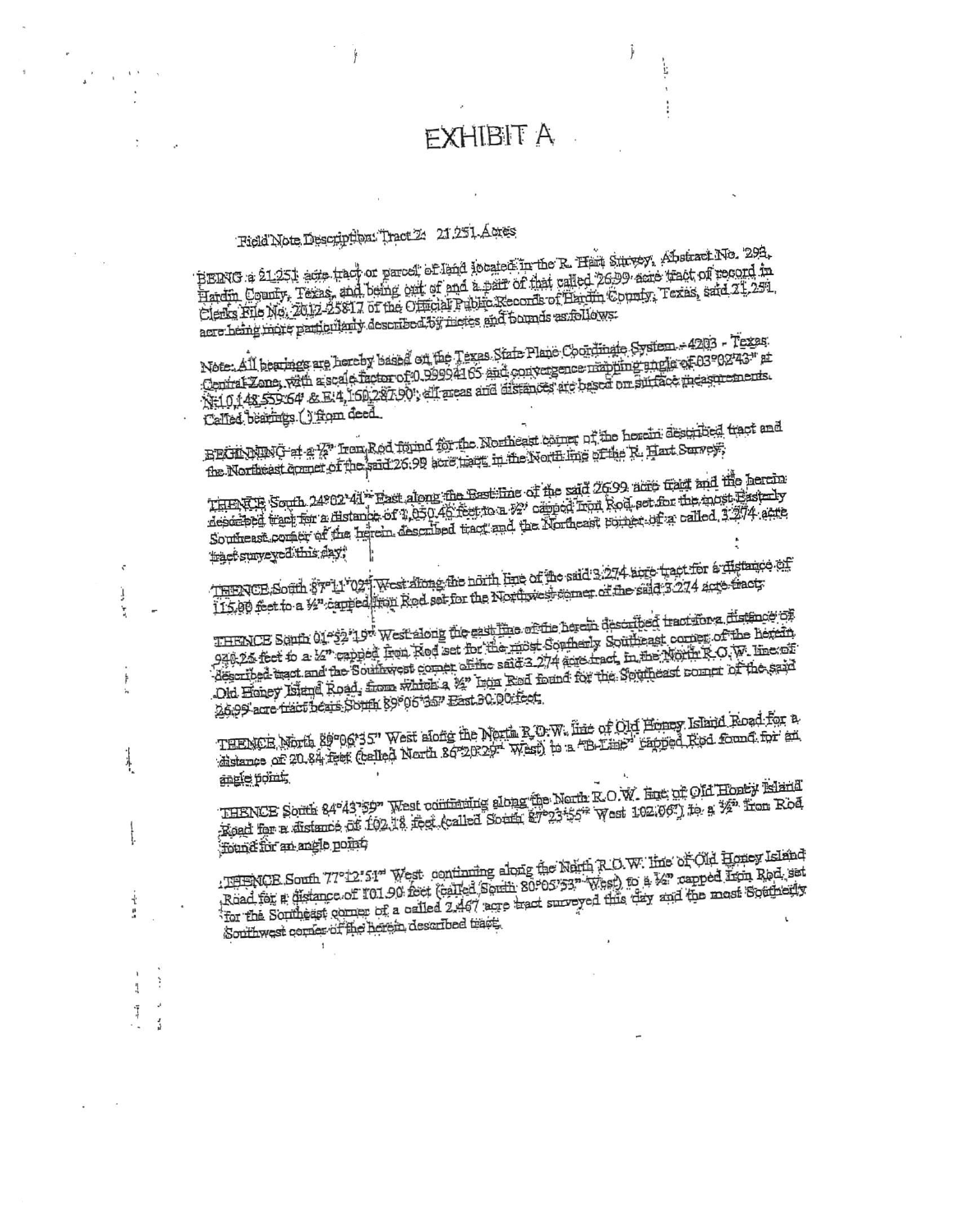# EXHIBIT A

Field Note Description: Tract 2: 21.251 Acres

BEING a 21.251 acre tract or parcel of land located in the R. Hart Survey, Abstract No. 298, Hardin County, Texas, and being out of and a part of that called 26.99 acre tract of record in Clerks File No. 2012-25817 of the Official Public Records of Hardin County, Texas, said 21.251 acre being more particularly described by metes and bounds as follows:

Note: All bearings are hereby based on the Texas State Plane Coordinate System - 4203 - Texas Central Zone, with a scale factor of 0.99994165 and convergence mapping angle of 03°02'43" at N:10,148,559.64' & E:4,160,287.90'; all areas and distances are based on surface measurements. Called bearings ( ) from deed.

BEGINNING at a ½" Iron Rod found for the Northeast corner of the herein described tract and the Northeast corner of the said 26.99 acre tract, in the North line of the R. Hart Survey;

THENCE South 24°02'41" East along the East line of the said 26.99 acre tract and the herein described tract for a distance of 1,050.46 feet to a ½" capped Iron Rod set for the most Easterly Southeast corner of the herein described tract and the Northeast corner of a called 3.274 acre tract surveyed this day;

THENCE South 87°11'02" West along the north line of the said 3.274 acre tract for a distance of 115.90 feet to a ½" capped Iron Rod set for the Northwest corner of the said 3.274 acre tract;

THENCE South 01°52'19" West along the east line of the herein described tract for a distance of 940.25 feet to a ½" capped Iron Rod set for the most Southerly Southeast corner of the herein described tract and the Southwest corner of the said 3.274 acre tract, in the North R.O.W. line of Old Honey Island Road, from which a ¾" Iron Rod found for the Southeast corner of the said 26.99 acre tract bears South 89°06'35" East 30.00 feet.

THENCE North 89°06'35" West along the North R.O.W. line of Old Honey Island Road for a distance of 20.84 feet (called North 86°20'29" West) to a "B-Line" capped Rod found for an angle point;

THENCE South 84°43'59" West continuing along the North R.O.W. line of Old Honey Island Road for a distance of 102.18 feet (called South 87°23'55" West 102.06') to a ½" Iron Rod found for an angle point;

THENCE South 77°12'51" West continuing along the North R.O.W. line of Old Honey Island Road for a distance of 101.90 feet (called South 80°05'53" West) to a ½" capped Iron Rod set for the Southeast corner of a called 2.467 acre tract surveyed this day and the most Southerly Southwest corner of the herein described tract.